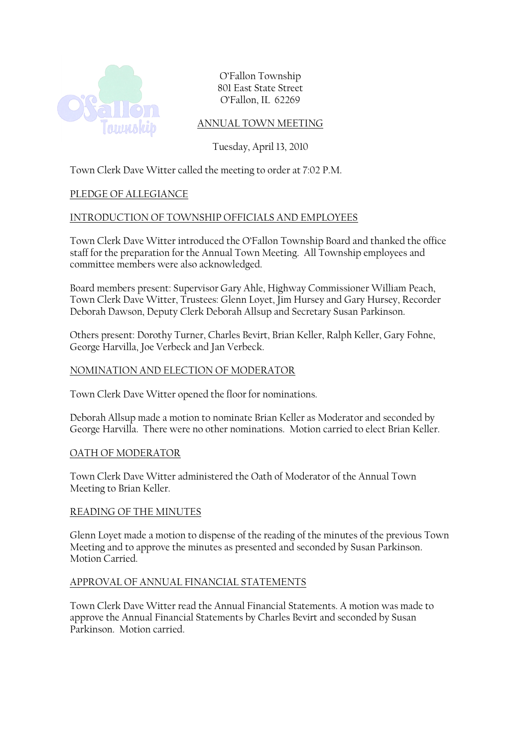O'Fallon Township
801 East State Street
O'Fallon, IL 62269

## ANNUAL TOWN MEETING

Tuesday, April 13, 2010

Town Clerk Dave Witter called the meeting to order at 7:02 P.M.

### PLEDGE OF ALLEGIANCE

### INTRODUCTION OF TOWNSHIP OFFICIALS AND EMPLOYEES

Town Clerk Dave Witter introduced the O'Fallon Township Board and thanked the office staff for the preparation for the Annual Town Meeting. All Township employees and committee members were also acknowledged.

Board members present: Supervisor Gary Ahle, Highway Commissioner William Peach, Town Clerk Dave Witter, Trustees: Glenn Loyet, Jim Hursey and Gary Hursey, Recorder Deborah Dawson, Deputy Clerk Deborah Allsup and Secretary Susan Parkinson.

Others present: Dorothy Turner, Charles Bevirt, Brian Keller, Ralph Keller, Gary Fohne, George Harvilla, Joe Verbeck and Jan Verbeck.

### NOMINATION AND ELECTION OF MODERATOR

Town Clerk Dave Witter opened the floor for nominations.

Deborah Allsup made a motion to nominate Brian Keller as Moderator and seconded by George Harvilla. There were no other nominations. Motion carried to elect Brian Keller.

### OATH OF MODERATOR

Town Clerk Dave Witter administered the Oath of Moderator of the Annual Town Meeting to Brian Keller.

### READING OF THE MINUTES

Glenn Loyet made a motion to dispense of the reading of the minutes of the previous Town Meeting and to approve the minutes as presented and seconded by Susan Parkinson. Motion Carried.

### APPROVAL OF ANNUAL FINANCIAL STATEMENTS

Town Clerk Dave Witter read the Annual Financial Statements. A motion was made to approve the Annual Financial Statements by Charles Bevirt and seconded by Susan Parkinson. Motion carried.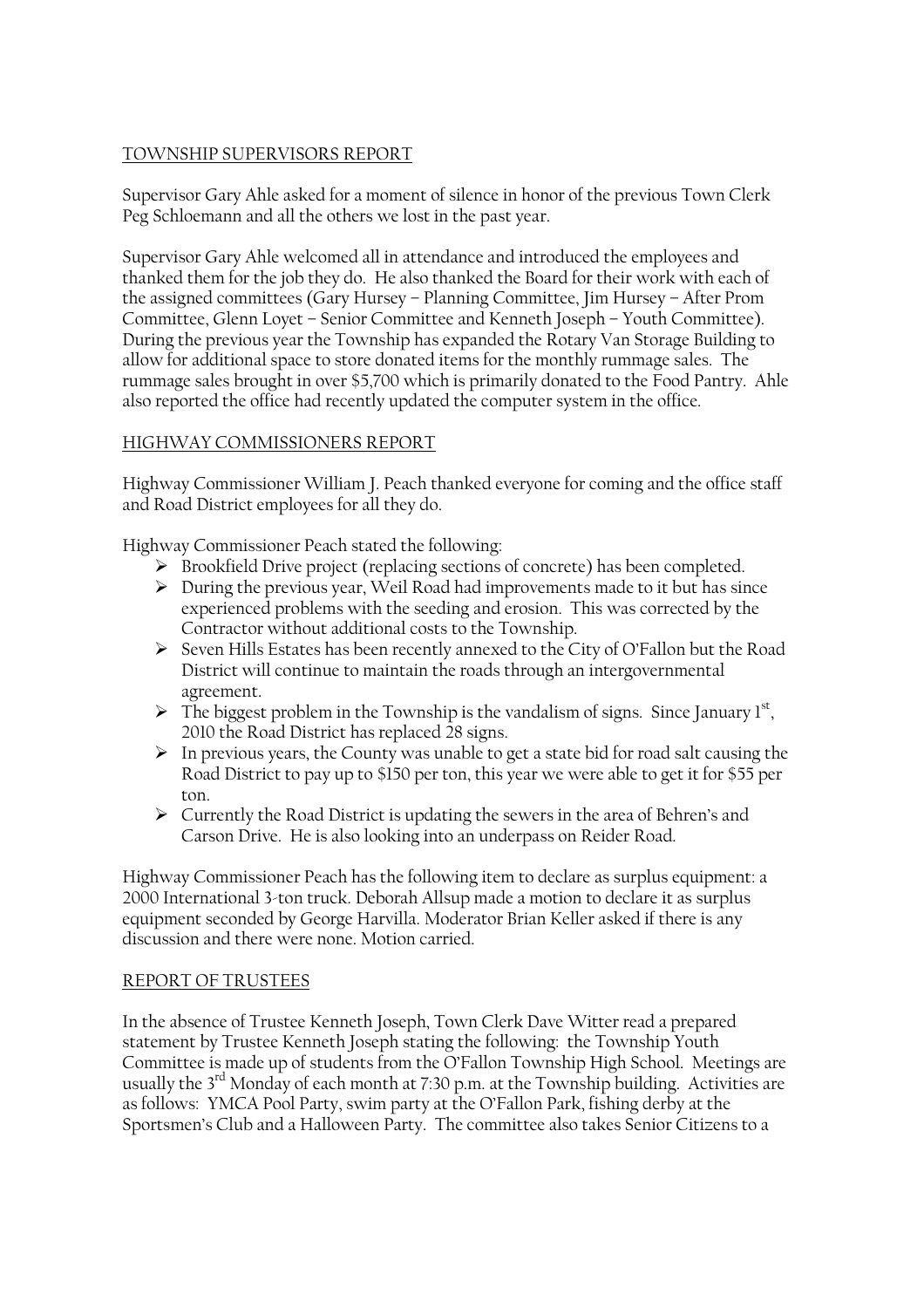TOWNSHIP SUPERVISORS REPORT

Supervisor Gary Ahle asked for a moment of silence in honor of the previous Town Clerk Peg Schloemann and all the others we lost in the past year.

Supervisor Gary Ahle welcomed all in attendance and introduced the employees and thanked them for the job they do. He also thanked the Board for their work with each of the assigned committees (Gary Hursey – Planning Committee, Jim Hursey – After Prom Committee, Glenn Loyet – Senior Committee and Kenneth Joseph – Youth Committee). During the previous year the Township has expanded the Rotary Van Storage Building to allow for additional space to store donated items for the monthly rummage sales. The rummage sales brought in over $5,700 which is primarily donated to the Food Pantry. Ahle also reported the office had recently updated the computer system in the office.

HIGHWAY COMMISSIONERS REPORT

Highway Commissioner William J. Peach thanked everyone for coming and the office staff and Road District employees for all they do.

Highway Commissioner Peach stated the following:

- Brookfield Drive project (replacing sections of concrete) has been completed.
- During the previous year, Weil Road had improvements made to it but has since experienced problems with the seeding and erosion. This was corrected by the Contractor without additional costs to the Township.
- Seven Hills Estates has been recently annexed to the City of O'Fallon but the Road District will continue to maintain the roads through an intergovernmental agreement.
- The biggest problem in the Township is the vandalism of signs. Since January 1st, 2010 the Road District has replaced 28 signs.
- In previous years, the County was unable to get a state bid for road salt causing the Road District to pay up to $150 per ton, this year we were able to get it for $55 per ton.
- Currently the Road District is updating the sewers in the area of Behren's and Carson Drive. He is also looking into an underpass on Reider Road.

Highway Commissioner Peach has the following item to declare as surplus equipment: a 2000 International 3-ton truck. Deborah Allsup made a motion to declare it as surplus equipment seconded by George Harvilla. Moderator Brian Keller asked if there is any discussion and there were none. Motion carried.

REPORT OF TRUSTEES

In the absence of Trustee Kenneth Joseph, Town Clerk Dave Witter read a prepared statement by Trustee Kenneth Joseph stating the following: the Township Youth Committee is made up of students from the O'Fallon Township High School. Meetings are usually the 3rd Monday of each month at 7:30 p.m. at the Township building. Activities are as follows: YMCA Pool Party, swim party at the O'Fallon Park, fishing derby at the Sportsmen's Club and a Halloween Party. The committee also takes Senior Citizens to a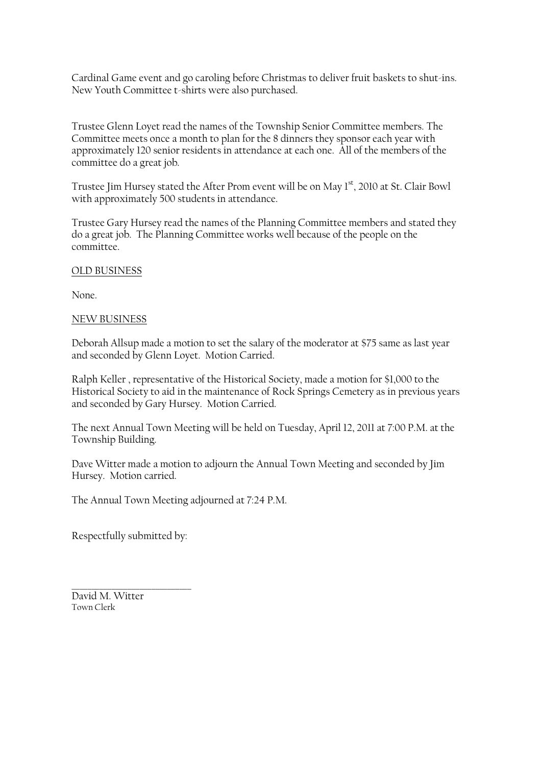Cardinal Game event and go caroling before Christmas to deliver fruit baskets to shut-ins. New Youth Committee t-shirts were also purchased.

Trustee Glenn Loyet read the names of the Township Senior Committee members. The Committee meets once a month to plan for the 8 dinners they sponsor each year with approximately 120 senior residents in attendance at each one. All of the members of the committee do a great job.

Trustee Jim Hursey stated the After Prom event will be on May 1st, 2010 at St. Clair Bowl with approximately 500 students in attendance.

Trustee Gary Hursey read the names of the Planning Committee members and stated they do a great job. The Planning Committee works well because of the people on the committee.

OLD BUSINESS

None.

NEW BUSINESS

Deborah Allsup made a motion to set the salary of the moderator at $75 same as last year and seconded by Glenn Loyet. Motion Carried.

Ralph Keller , representative of the Historical Society, made a motion for $1,000 to the Historical Society to aid in the maintenance of Rock Springs Cemetery as in previous years and seconded by Gary Hursey. Motion Carried.

The next Annual Town Meeting will be held on Tuesday, April 12, 2011 at 7:00 P.M. at the Township Building.

Dave Witter made a motion to adjourn the Annual Town Meeting and seconded by Jim Hursey. Motion carried.

The Annual Town Meeting adjourned at 7:24 P.M.

Respectfully submitted by:

\_\_\_\_\_\_\_\_\_\_\_\_\_\_\_\_\_\_\_\_\_\_\_\_\_\_

David M. Witter
Town Clerk